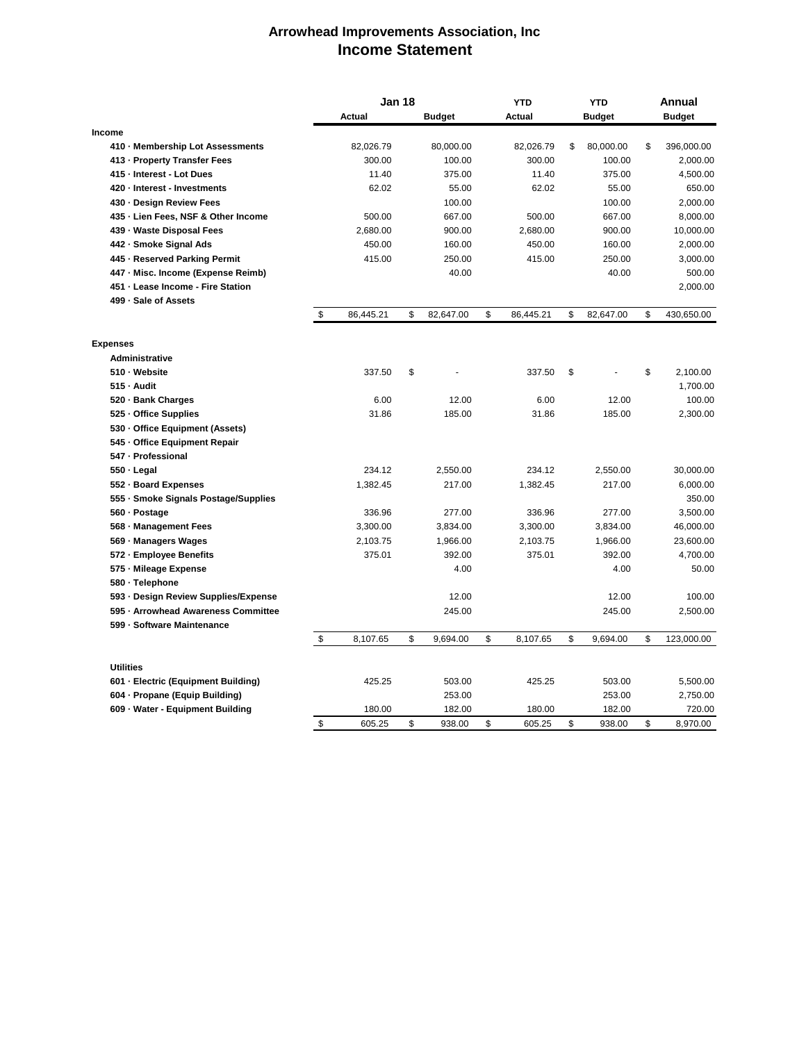# Arrowhead Improvements Association, Inc
## Income Statement

| | Jan 18 | | YTD | YTD | Annual |
|---|---|---|---|---|---|
| | Actual | Budget | Actual | Budget | Budget |
| **Income** | | | | | |
| 410 · Membership Lot Assessments | 82,026.79 | 80,000.00 | 82,026.79 | $ 80,000.00 | $ 396,000.00 |
| 413 · Property Transfer Fees | 300.00 | 100.00 | 300.00 | 100.00 | 2,000.00 |
| 415 · Interest - Lot Dues | 11.40 | 375.00 | 11.40 | 375.00 | 4,500.00 |
| 420 · Interest - Investments | 62.02 | 55.00 | 62.02 | 55.00 | 650.00 |
| 430 · Design Review Fees | | 100.00 | | 100.00 | 2,000.00 |
| 435 · Lien Fees, NSF & Other Income | 500.00 | 667.00 | 500.00 | 667.00 | 8,000.00 |
| 439 · Waste Disposal Fees | 2,680.00 | 900.00 | 2,680.00 | 900.00 | 10,000.00 |
| 442 · Smoke Signal Ads | 450.00 | 160.00 | 450.00 | 160.00 | 2,000.00 |
| 445 · Reserved Parking Permit | 415.00 | 250.00 | 415.00 | 250.00 | 3,000.00 |
| 447 · Misc. Income (Expense Reimb) | | 40.00 | | 40.00 | 500.00 |
| 451 · Lease Income - Fire Station | | | | | 2,000.00 |
| 499 · Sale of Assets | | | | | |
| | $ 86,445.21 | $ 82,647.00 | $ 86,445.21 | $ 82,647.00 | $ 430,650.00 |
| **Expenses** | | | | | |
| **Administrative** | | | | | |
| 510 · Website | 337.50 | $ - | 337.50 | $ - | $ 2,100.00 |
| 515 · Audit | | | | | 1,700.00 |
| 520 · Bank Charges | 6.00 | 12.00 | 6.00 | 12.00 | 100.00 |
| 525 · Office Supplies | 31.86 | 185.00 | 31.86 | 185.00 | 2,300.00 |
| 530 · Office Equipment (Assets) | | | | | |
| 545 · Office Equipment Repair | | | | | |
| 547 · Professional | | | | | |
| 550 · Legal | 234.12 | 2,550.00 | 234.12 | 2,550.00 | 30,000.00 |
| 552 · Board Expenses | 1,382.45 | 217.00 | 1,382.45 | 217.00 | 6,000.00 |
| 555 · Smoke Signals Postage/Supplies | | | | | 350.00 |
| 560 · Postage | 336.96 | 277.00 | 336.96 | 277.00 | 3,500.00 |
| 568 · Management Fees | 3,300.00 | 3,834.00 | 3,300.00 | 3,834.00 | 46,000.00 |
| 569 · Managers Wages | 2,103.75 | 1,966.00 | 2,103.75 | 1,966.00 | 23,600.00 |
| 572 · Employee Benefits | 375.01 | 392.00 | 375.01 | 392.00 | 4,700.00 |
| 575 · Mileage Expense | | 4.00 | | 4.00 | 50.00 |
| 580 · Telephone | | | | | |
| 593 · Design Review Supplies/Expense | | 12.00 | | 12.00 | 100.00 |
| 595 · Arrowhead Awareness Committee | | 245.00 | | 245.00 | 2,500.00 |
| 599 · Software Maintenance | | | | | |
| | $ 8,107.65 | $ 9,694.00 | $ 8,107.65 | $ 9,694.00 | $ 123,000.00 |
| **Utilities** | | | | | |
| 601 · Electric (Equipment Building) | 425.25 | 503.00 | 425.25 | 503.00 | 5,500.00 |
| 604 · Propane (Equip Building) | | 253.00 | | 253.00 | 2,750.00 |
| 609 · Water - Equipment Building | 180.00 | 182.00 | 180.00 | 182.00 | 720.00 |
| | $ 605.25 | $ 938.00 | $ 605.25 | $ 938.00 | $ 8,970.00 |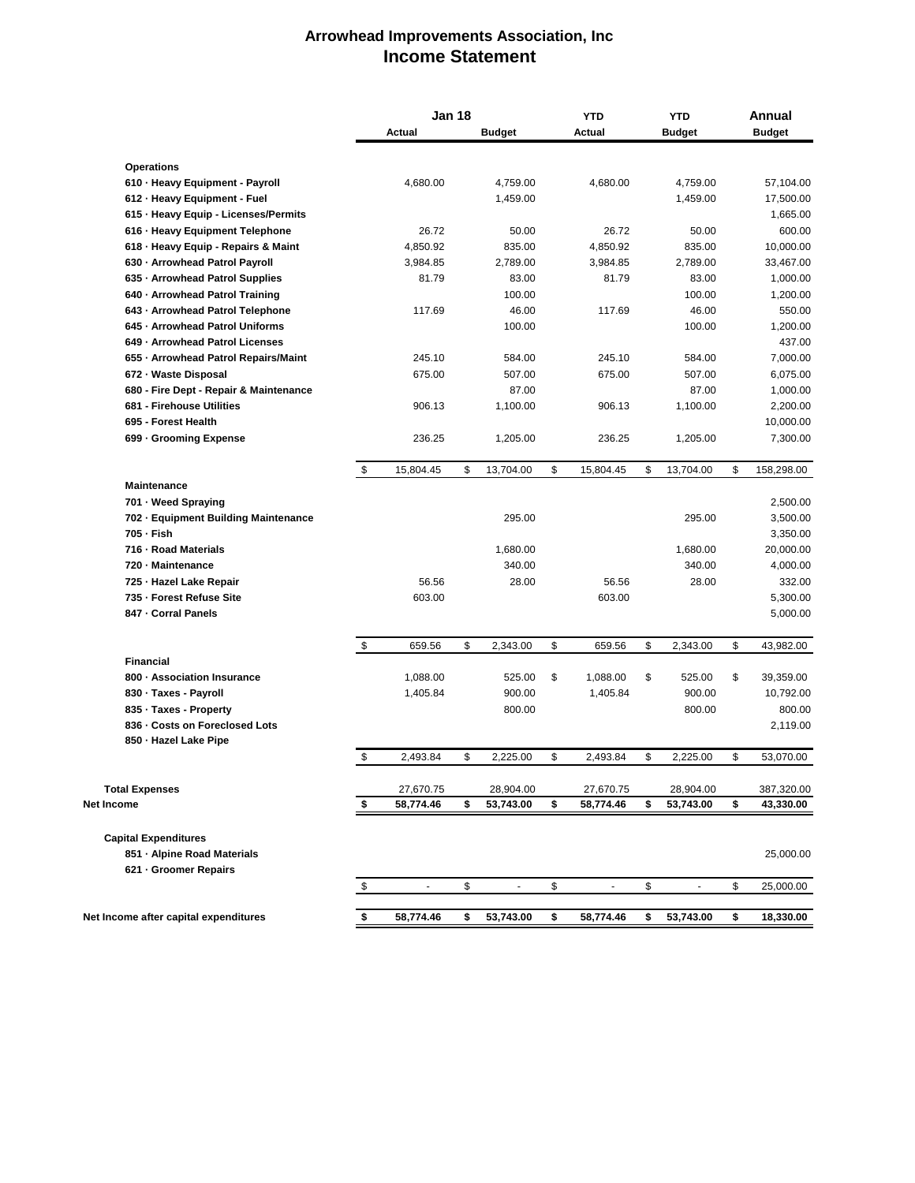# Arrowhead Improvements Association, Inc

## Income Statement

| | Jan 18 | | YTD | YTD | Annual |
|---|---|---|---|---|---|
| | Actual | Budget | Actual | Budget | Budget |
| **Operations** | | | | | |
| 610 · Heavy Equipment - Payroll | 4,680.00 | 4,759.00 | 4,680.00 | 4,759.00 | 57,104.00 |
| 612 · Heavy Equipment - Fuel | | 1,459.00 | | 1,459.00 | 17,500.00 |
| 615 · Heavy Equip - Licenses/Permits | | | | | 1,665.00 |
| 616 · Heavy Equipment Telephone | 26.72 | 50.00 | 26.72 | 50.00 | 600.00 |
| 618 · Heavy Equip - Repairs & Maint | 4,850.92 | 835.00 | 4,850.92 | 835.00 | 10,000.00 |
| 630 · Arrowhead Patrol Payroll | 3,984.85 | 2,789.00 | 3,984.85 | 2,789.00 | 33,467.00 |
| 635 · Arrowhead Patrol Supplies | 81.79 | 83.00 | 81.79 | 83.00 | 1,000.00 |
| 640 · Arrowhead Patrol Training | | 100.00 | | 100.00 | 1,200.00 |
| 643 · Arrowhead Patrol Telephone | 117.69 | 46.00 | 117.69 | 46.00 | 550.00 |
| 645 · Arrowhead Patrol Uniforms | | 100.00 | | 100.00 | 1,200.00 |
| 649 · Arrowhead Patrol Licenses | | | | | 437.00 |
| 655 · Arrowhead Patrol Repairs/Maint | 245.10 | 584.00 | 245.10 | 584.00 | 7,000.00 |
| 672 · Waste Disposal | 675.00 | 507.00 | 675.00 | 507.00 | 6,075.00 |
| 680 - Fire Dept - Repair & Maintenance | | 87.00 | | 87.00 | 1,000.00 |
| 681 - Firehouse Utilities | 906.13 | 1,100.00 | 906.13 | 1,100.00 | 2,200.00 |
| 695 - Forest Health | | | | | 10,000.00 |
| 699 · Grooming Expense | 236.25 | 1,205.00 | 236.25 | 1,205.00 | 7,300.00 |
| | $ 15,804.45 | $ 13,704.00 | $ 15,804.45 | $ 13,704.00 | $ 158,298.00 |
| **Maintenance** | | | | | |
| 701 · Weed Spraying | | | | | 2,500.00 |
| 702 · Equipment Building Maintenance | | 295.00 | | 295.00 | 3,500.00 |
| 705 · Fish | | | | | 3,350.00 |
| 716 · Road Materials | | 1,680.00 | | 1,680.00 | 20,000.00 |
| 720 · Maintenance | | 340.00 | | 340.00 | 4,000.00 |
| 725 · Hazel Lake Repair | 56.56 | 28.00 | 56.56 | 28.00 | 332.00 |
| 735 · Forest Refuse Site | 603.00 | | 603.00 | | 5,300.00 |
| 847 · Corral Panels | | | | | 5,000.00 |
| | $ 659.56 | $ 2,343.00 | $ 659.56 | $ 2,343.00 | $ 43,982.00 |
| **Financial** | | | | | |
| 800 · Association Insurance | 1,088.00 | 525.00 | $ 1,088.00 | $ 525.00 | $ 39,359.00 |
| 830 · Taxes - Payroll | 1,405.84 | 900.00 | 1,405.84 | 900.00 | 10,792.00 |
| 835 · Taxes - Property | | 800.00 | | 800.00 | 800.00 |
| 836 · Costs on Foreclosed Lots | | | | | 2,119.00 |
| 850 · Hazel Lake Pipe | | | | | |
| | $ 2,493.84 | $ 2,225.00 | $ 2,493.84 | $ 2,225.00 | $ 53,070.00 |
| **Total Expenses** | 27,670.75 | 28,904.00 | 27,670.75 | 28,904.00 | 387,320.00 |
| **Net Income** | **$ 58,774.46** | **$ 53,743.00** | **$ 58,774.46** | **$ 53,743.00** | **$ 43,330.00** |
| **Capital Expenditures** | | | | | |
| 851 · Alpine Road Materials | | | | | 25,000.00 |
| 621 · Groomer Repairs | | | | | |
| | $ - | $ - | $ - | $ - | $ 25,000.00 |
| **Net Income after capital expenditures** | **$ 58,774.46** | **$ 53,743.00** | **$ 58,774.46** | **$ 53,743.00** | **$ 18,330.00** |